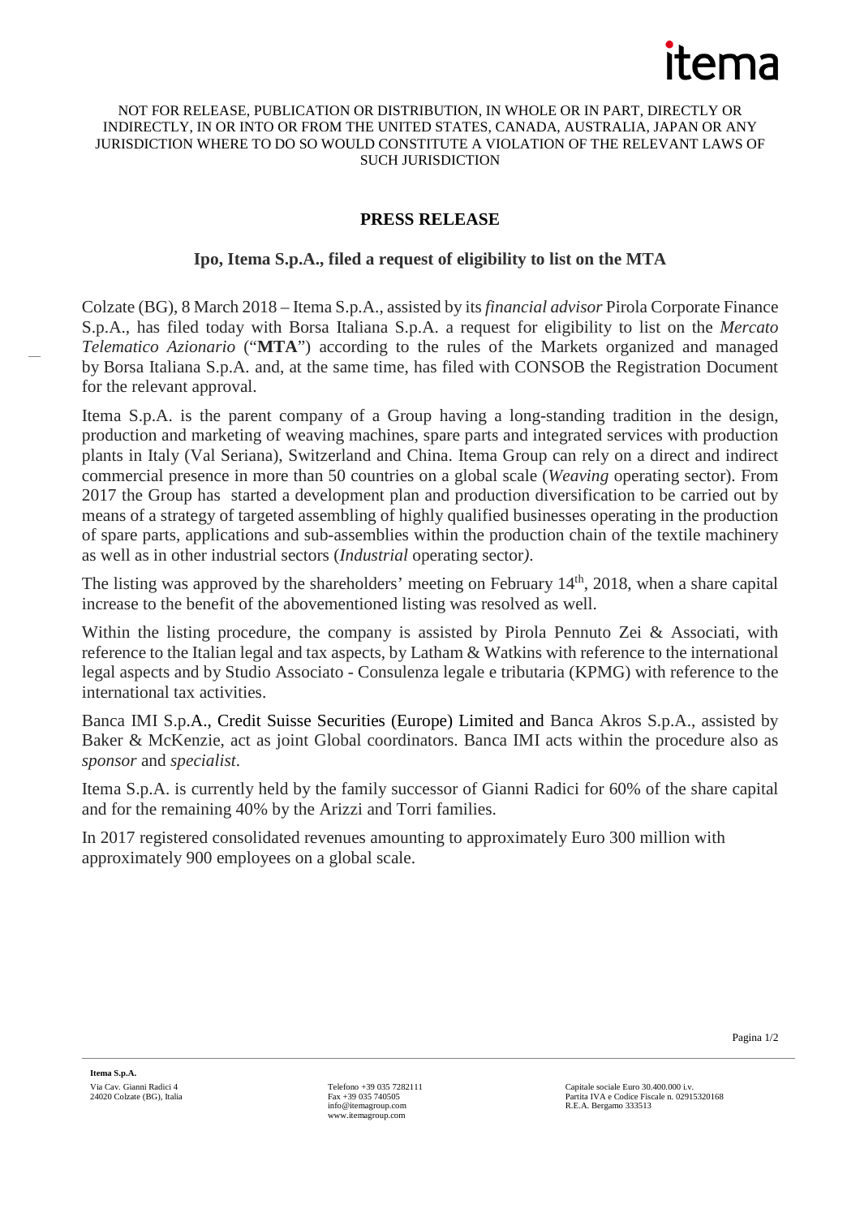NOT FOR RELEASE, PUBLICATION OR DISTRIBUTION, IN WHOLE OR IN PART, DIRECTLY OR INDIRECTLY, IN OR INTO OR FROM THE UNITED STATES, CANADA, AUSTRALIA, JAPAN OR ANY JURISDICTION WHERE TO DO SO WOULD CONSTITUTE A VIOLATION OF THE RELEVANT LAWS OF SUCH JURISDICTION

# PRESS RELEASE

## Ipo, Itema S.p.A., filed a request of eligibility to list on the MTA

Colzate (BG), 8 March 2018 – Itema S.p.A., assisted by its *financial advisor* Pirola Corporate Finance S.p.A., has filed today with Borsa Italiana S.p.A. a request for eligibility to list on the *Mercato Telematico Azionario* ("**MTA**") according to the rules of the Markets organized and managed by Borsa Italiana S.p.A. and, at the same time, has filed with CONSOB the Registration Document for the relevant approval.

Itema S.p.A. is the parent company of a Group having a long-standing tradition in the design, production and marketing of weaving machines, spare parts and integrated services with production plants in Italy (Val Seriana), Switzerland and China. Itema Group can rely on a direct and indirect commercial presence in more than 50 countries on a global scale (*Weaving* operating sector). From 2017 the Group has started a development plan and production diversification to be carried out by means of a strategy of targeted assembling of highly qualified businesses operating in the production of spare parts, applications and sub-assemblies within the production chain of the textile machinery as well as in other industrial sectors (*Industrial* operating sector*)*.

The listing was approved by the shareholders' meeting on February 14th, 2018, when a share capital increase to the benefit of the abovementioned listing was resolved as well.

Within the listing procedure, the company is assisted by Pirola Pennuto Zei & Associati, with reference to the Italian legal and tax aspects, by Latham & Watkins with reference to the international legal aspects and by Studio Associato - Consulenza legale e tributaria (KPMG) with reference to the international tax activities.

Banca IMI S.p.A., Credit Suisse Securities (Europe) Limited and Banca Akros S.p.A., assisted by Baker & McKenzie, act as joint Global coordinators. Banca IMI acts within the procedure also as *sponsor* and *specialist*.

Itema S.p.A. is currently held by the family successor of Gianni Radici for 60% of the share capital and for the remaining 40% by the Arizzi and Torri families.

In 2017 registered consolidated revenues amounting to approximately Euro 300 million with approximately 900 employees on a global scale.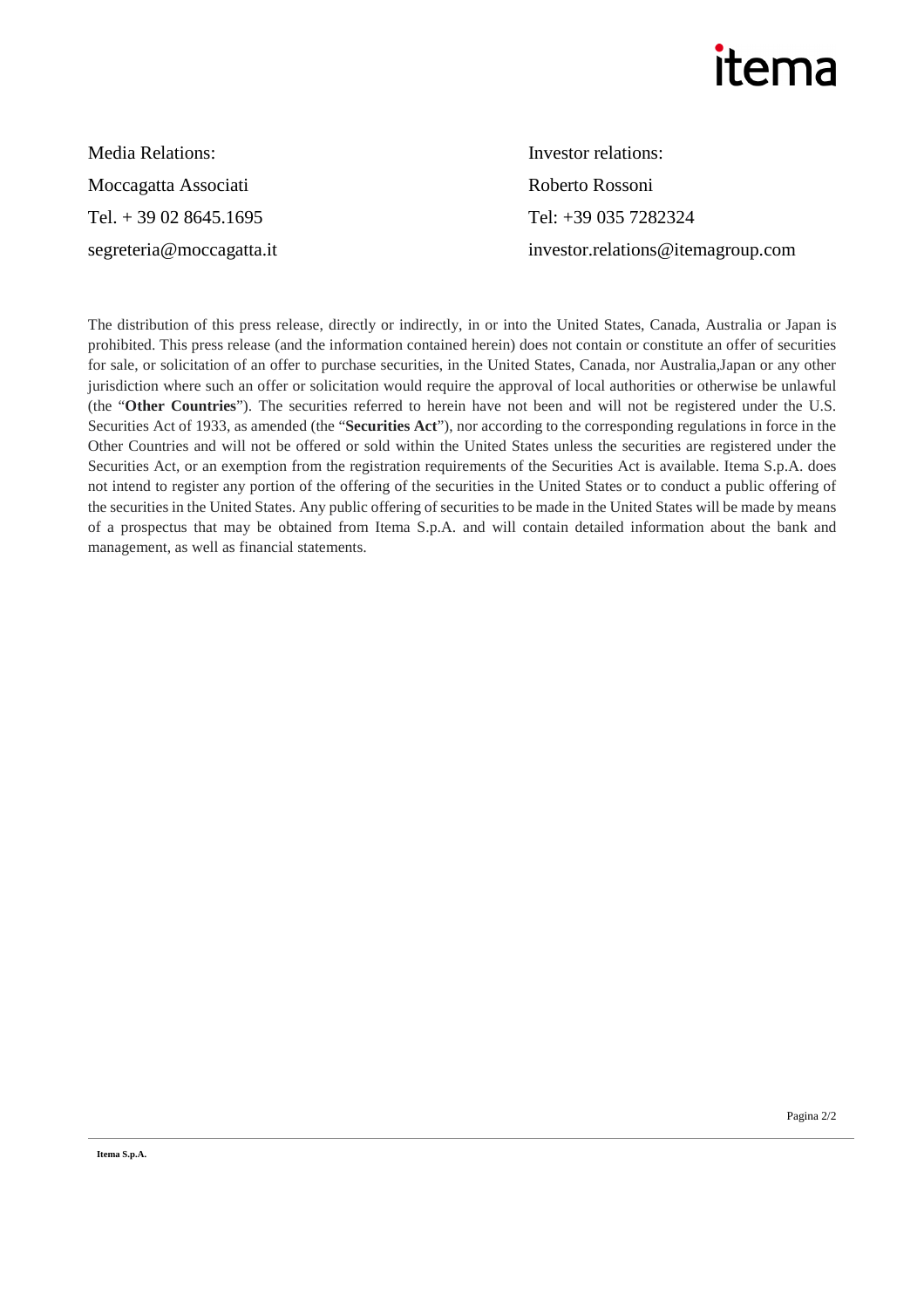Media Relations:

Moccagatta Associati

Tel. + 39 02 8645.1695

segreteria@moccagatta.it

Investor relations:

Roberto Rossoni

Tel: +39 035 7282324

investor.relations@itemagroup.com

The distribution of this press release, directly or indirectly, in or into the United States, Canada, Australia or Japan is prohibited. This press release (and the information contained herein) does not contain or constitute an offer of securities for sale, or solicitation of an offer to purchase securities, in the United States, Canada, nor Australia,Japan or any other jurisdiction where such an offer or solicitation would require the approval of local authorities or otherwise be unlawful (the "**Other Countries**"). The securities referred to herein have not been and will not be registered under the U.S. Securities Act of 1933, as amended (the "**Securities Act**"), nor according to the corresponding regulations in force in the Other Countries and will not be offered or sold within the United States unless the securities are registered under the Securities Act, or an exemption from the registration requirements of the Securities Act is available. Itema S.p.A. does not intend to register any portion of the offering of the securities in the United States or to conduct a public offering of the securities in the United States. Any public offering of securities to be made in the United States will be made by means of a prospectus that may be obtained from Itema S.p.A. and will contain detailed information about the bank and management, as well as financial statements.